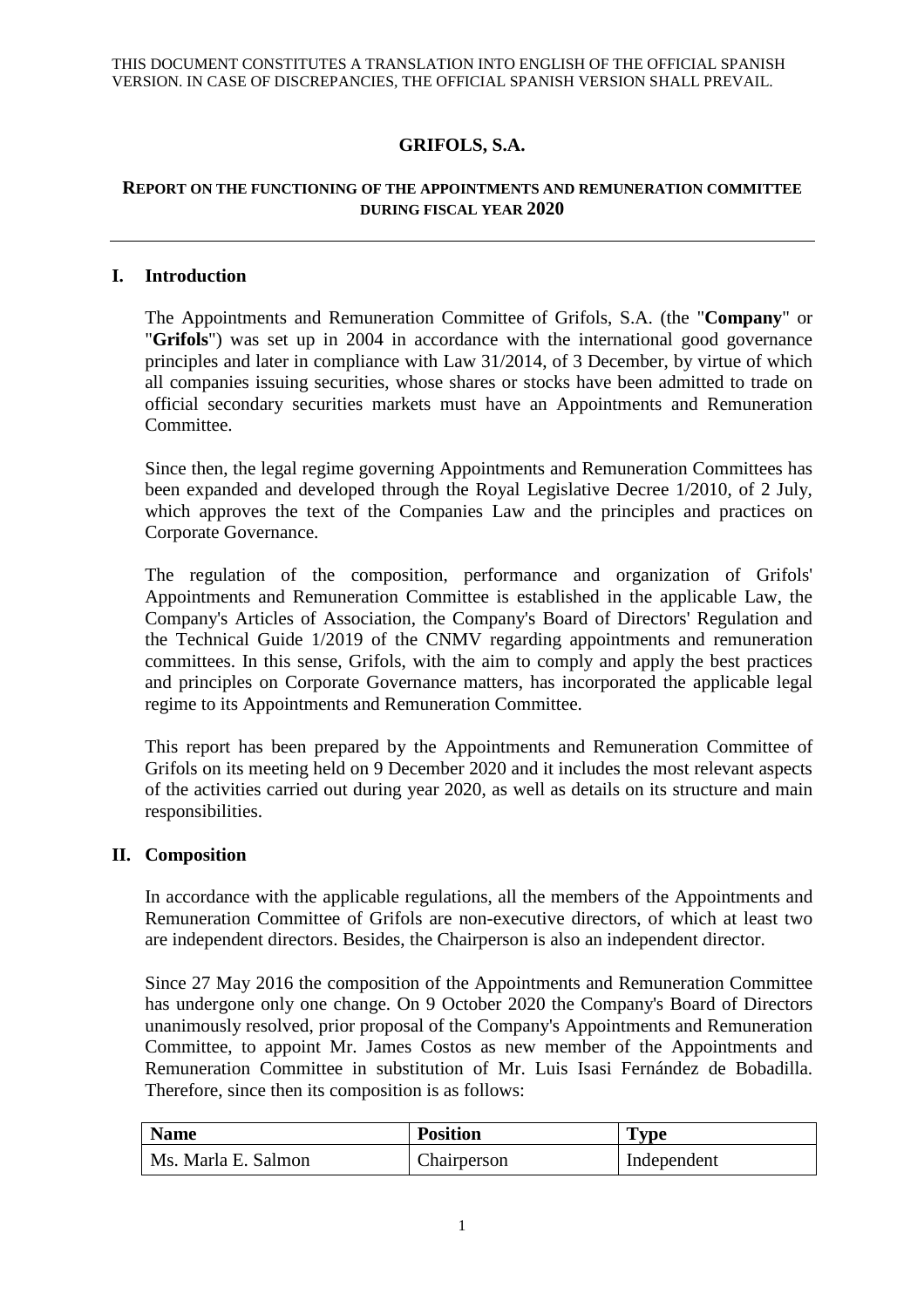THIS DOCUMENT CONSTITUTES A TRANSLATION INTO ENGLISH OF THE OFFICIAL SPANISH VERSION. IN CASE OF DISCREPANCIES, THE OFFICIAL SPANISH VERSION SHALL PREVAIL.

# GRIFOLS, S.A.

## REPORT ON THE FUNCTIONING OF THE APPOINTMENTS AND REMUNERATION COMMITTEE DURING FISCAL YEAR 2020

---

### I. Introduction

The Appointments and Remuneration Committee of Grifols, S.A. (the "**Company**" or "**Grifols**") was set up in 2004 in accordance with the international good governance principles and later in compliance with Law 31/2014, of 3 December, by virtue of which all companies issuing securities, whose shares or stocks have been admitted to trade on official secondary securities markets must have an Appointments and Remuneration Committee.

Since then, the legal regime governing Appointments and Remuneration Committees has been expanded and developed through the Royal Legislative Decree 1/2010, of 2 July, which approves the text of the Companies Law and the principles and practices on Corporate Governance.

The regulation of the composition, performance and organization of Grifols' Appointments and Remuneration Committee is established in the applicable Law, the Company's Articles of Association, the Company's Board of Directors' Regulation and the Technical Guide 1/2019 of the CNMV regarding appointments and remuneration committees. In this sense, Grifols, with the aim to comply and apply the best practices and principles on Corporate Governance matters, has incorporated the applicable legal regime to its Appointments and Remuneration Committee.

This report has been prepared by the Appointments and Remuneration Committee of Grifols on its meeting held on 9 December 2020 and it includes the most relevant aspects of the activities carried out during year 2020, as well as details on its structure and main responsibilities.

### II. Composition

In accordance with the applicable regulations, all the members of the Appointments and Remuneration Committee of Grifols are non-executive directors, of which at least two are independent directors. Besides, the Chairperson is also an independent director.

Since 27 May 2016 the composition of the Appointments and Remuneration Committee has undergone only one change. On 9 October 2020 the Company's Board of Directors unanimously resolved, prior proposal of the Company's Appointments and Remuneration Committee, to appoint Mr. James Costos as new member of the Appointments and Remuneration Committee in substitution of Mr. Luis Isasi Fernández de Bobadilla. Therefore, since then its composition is as follows:

| Name | Position | Type |
|---|---|---|
| Ms. Marla E. Salmon | Chairperson | Independent |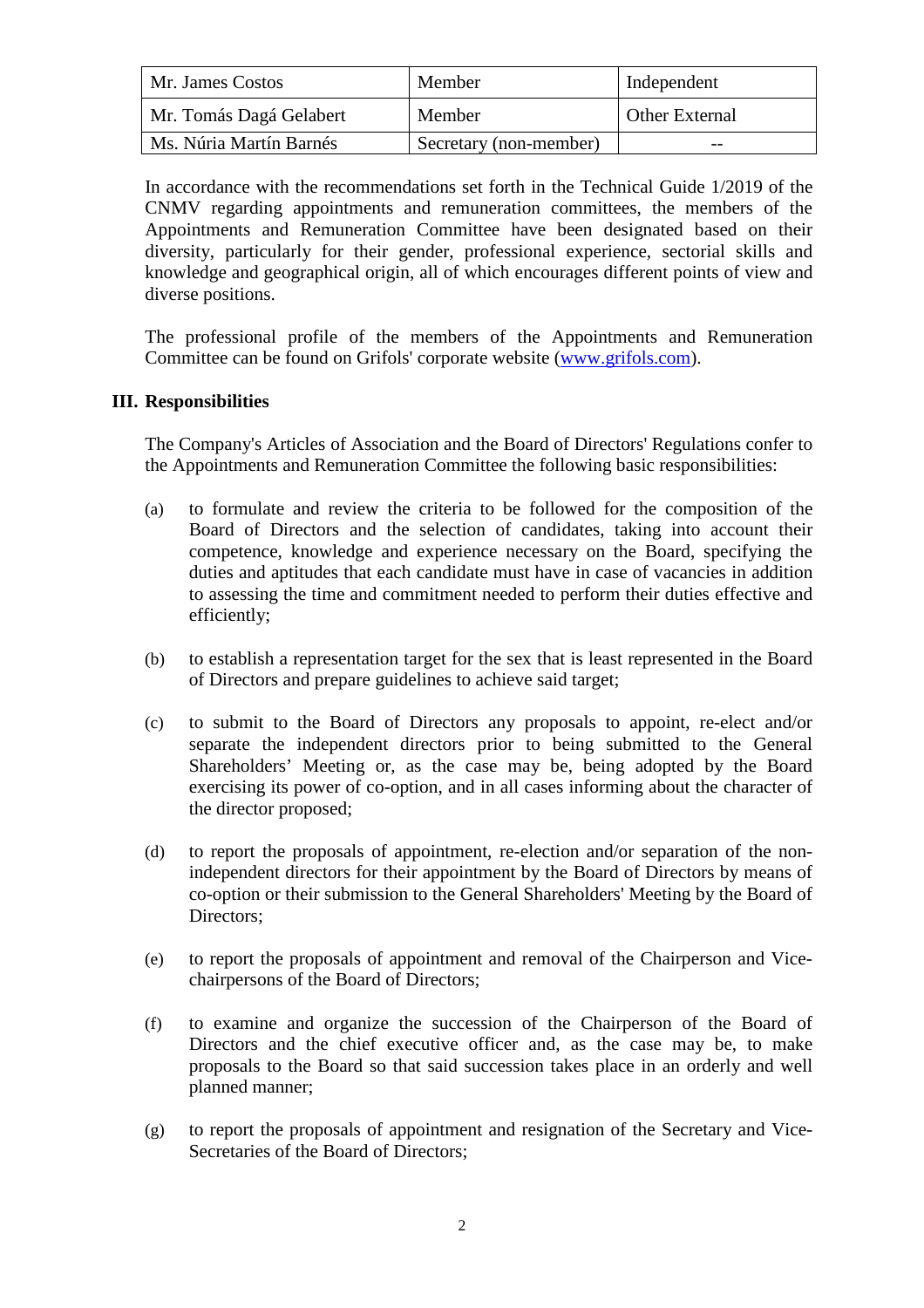| Mr. James Costos | Member | Independent |
| --- | --- | --- |
| Mr. Tomás Dagá Gelabert | Member | Other External |
| Ms. Núria Martín Barnés | Secretary (non-member) | -- |

In accordance with the recommendations set forth in the Technical Guide 1/2019 of the CNMV regarding appointments and remuneration committees, the members of the Appointments and Remuneration Committee have been designated based on their diversity, particularly for their gender, professional experience, sectorial skills and knowledge and geographical origin, all of which encourages different points of view and diverse positions.

The professional profile of the members of the Appointments and Remuneration Committee can be found on Grifols' corporate website (www.grifols.com).

## III. Responsibilities

The Company's Articles of Association and the Board of Directors' Regulations confer to the Appointments and Remuneration Committee the following basic responsibilities:

(a) to formulate and review the criteria to be followed for the composition of the Board of Directors and the selection of candidates, taking into account their competence, knowledge and experience necessary on the Board, specifying the duties and aptitudes that each candidate must have in case of vacancies in addition to assessing the time and commitment needed to perform their duties effective and efficiently;

(b) to establish a representation target for the sex that is least represented in the Board of Directors and prepare guidelines to achieve said target;

(c) to submit to the Board of Directors any proposals to appoint, re-elect and/or separate the independent directors prior to being submitted to the General Shareholders' Meeting or, as the case may be, being adopted by the Board exercising its power of co-option, and in all cases informing about the character of the director proposed;

(d) to report the proposals of appointment, re-election and/or separation of the non-independent directors for their appointment by the Board of Directors by means of co-option or their submission to the General Shareholders' Meeting by the Board of Directors;

(e) to report the proposals of appointment and removal of the Chairperson and Vice-chairpersons of the Board of Directors;

(f) to examine and organize the succession of the Chairperson of the Board of Directors and the chief executive officer and, as the case may be, to make proposals to the Board so that said succession takes place in an orderly and well planned manner;

(g) to report the proposals of appointment and resignation of the Secretary and Vice-Secretaries of the Board of Directors;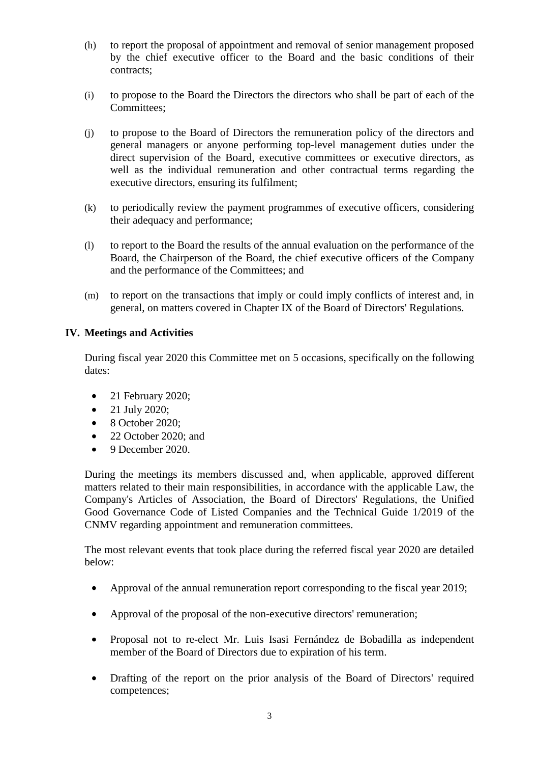(h) to report the proposal of appointment and removal of senior management proposed by the chief executive officer to the Board and the basic conditions of their contracts;

(i) to propose to the Board the Directors the directors who shall be part of each of the Committees;

(j) to propose to the Board of Directors the remuneration policy of the directors and general managers or anyone performing top-level management duties under the direct supervision of the Board, executive committees or executive directors, as well as the individual remuneration and other contractual terms regarding the executive directors, ensuring its fulfilment;

(k) to periodically review the payment programmes of executive officers, considering their adequacy and performance;

(l) to report to the Board the results of the annual evaluation on the performance of the Board, the Chairperson of the Board, the chief executive officers of the Company and the performance of the Committees; and

(m) to report on the transactions that imply or could imply conflicts of interest and, in general, on matters covered in Chapter IX of the Board of Directors' Regulations.

## IV. Meetings and Activities

During fiscal year 2020 this Committee met on 5 occasions, specifically on the following dates:

- 21 February 2020;
- 21 July 2020;
- 8 October 2020;
- 22 October 2020; and
- 9 December 2020.

During the meetings its members discussed and, when applicable, approved different matters related to their main responsibilities, in accordance with the applicable Law, the Company's Articles of Association, the Board of Directors' Regulations, the Unified Good Governance Code of Listed Companies and the Technical Guide 1/2019 of the CNMV regarding appointment and remuneration committees.

The most relevant events that took place during the referred fiscal year 2020 are detailed below:

- Approval of the annual remuneration report corresponding to the fiscal year 2019;
- Approval of the proposal of the non-executive directors' remuneration;
- Proposal not to re-elect Mr. Luis Isasi Fernández de Bobadilla as independent member of the Board of Directors due to expiration of his term.
- Drafting of the report on the prior analysis of the Board of Directors' required competences;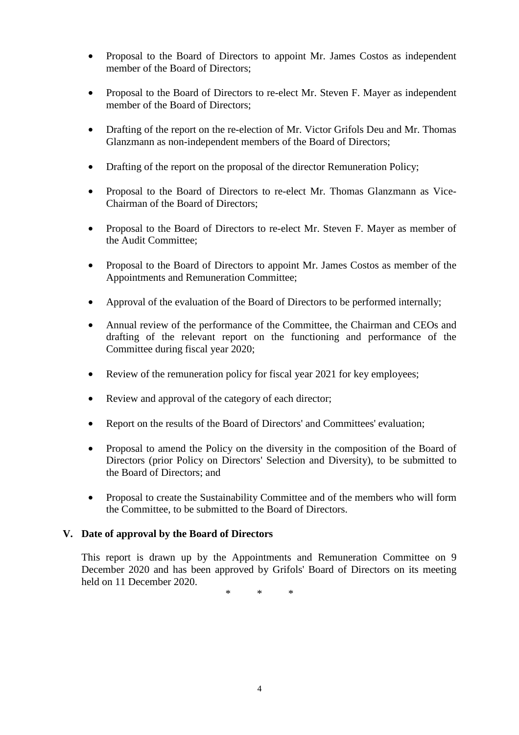- Proposal to the Board of Directors to appoint Mr. James Costos as independent member of the Board of Directors;
- Proposal to the Board of Directors to re-elect Mr. Steven F. Mayer as independent member of the Board of Directors;
- Drafting of the report on the re-election of Mr. Victor Grifols Deu and Mr. Thomas Glanzmann as non-independent members of the Board of Directors;
- Drafting of the report on the proposal of the director Remuneration Policy;
- Proposal to the Board of Directors to re-elect Mr. Thomas Glanzmann as Vice-Chairman of the Board of Directors;
- Proposal to the Board of Directors to re-elect Mr. Steven F. Mayer as member of the Audit Committee;
- Proposal to the Board of Directors to appoint Mr. James Costos as member of the Appointments and Remuneration Committee;
- Approval of the evaluation of the Board of Directors to be performed internally;
- Annual review of the performance of the Committee, the Chairman and CEOs and drafting of the relevant report on the functioning and performance of the Committee during fiscal year 2020;
- Review of the remuneration policy for fiscal year 2021 for key employees;
- Review and approval of the category of each director;
- Report on the results of the Board of Directors' and Committees' evaluation;
- Proposal to amend the Policy on the diversity in the composition of the Board of Directors (prior Policy on Directors' Selection and Diversity), to be submitted to the Board of Directors; and
- Proposal to create the Sustainability Committee and of the members who will form the Committee, to be submitted to the Board of Directors.

## V. Date of approval by the Board of Directors

This report is drawn up by the Appointments and Remuneration Committee on 9 December 2020 and has been approved by Grifols' Board of Directors on its meeting held on 11 December 2020.

\* \* \*